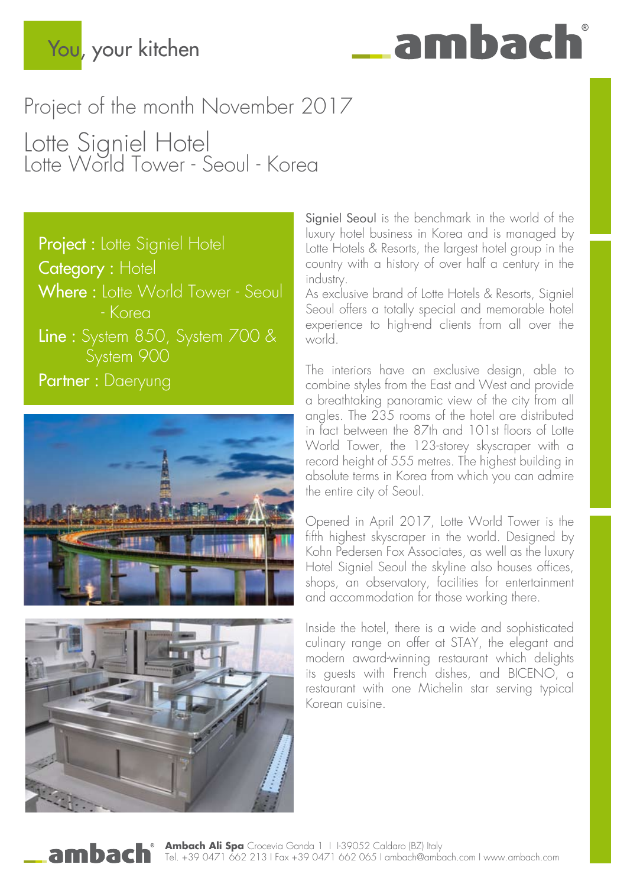You, your kitchen

ambach®

# Project of the month November 2017

## Lotte Signiel Hotel
### Lotte World Tower - Seoul - Korea

**Project :** Lotte Signiel Hotel
**Category :** Hotel
**Where :** Lotte World Tower - Seoul - Korea
**Line :** System 850, System 700 & System 900
**Partner :** Daeryung

Signiel Seoul is the benchmark in the world of the luxury hotel business in Korea and is managed by Lotte Hotels & Resorts, the largest hotel group in the country with a history of over half a century in the industry.
As exclusive brand of Lotte Hotels & Resorts, Signiel Seoul offers a totally special and memorable hotel experience to high-end clients from all over the world.

The interiors have an exclusive design, able to combine styles from the East and West and provide a breathtaking panoramic view of the city from all angles. The 235 rooms of the hotel are distributed in fact between the 87th and 101st floors of Lotte World Tower, the 123-storey skyscraper with a record height of 555 metres. The highest building in absolute terms in Korea from which you can admire the entire city of Seoul.

Opened in April 2017, Lotte World Tower is the fifth highest skyscraper in the world. Designed by Kohn Pedersen Fox Associates, as well as the luxury Hotel Signiel Seoul the skyline also houses offices, shops, an observatory, facilities for entertainment and accommodation for those working there.

Inside the hotel, there is a wide and sophisticated culinary range on offer at STAY, the elegant and modern award-winning restaurant which delights its guests with French dishes, and BICENO, a restaurant with one Michelin star serving typical Korean cuisine.

**Ambach Ali Spa** Crocevia Ganda 1 I I-39052 Caldaro (BZ) Italy
Tel. +39 0471 662 213 I Fax +39 0471 662 065 I ambach@ambach.com I www.ambach.com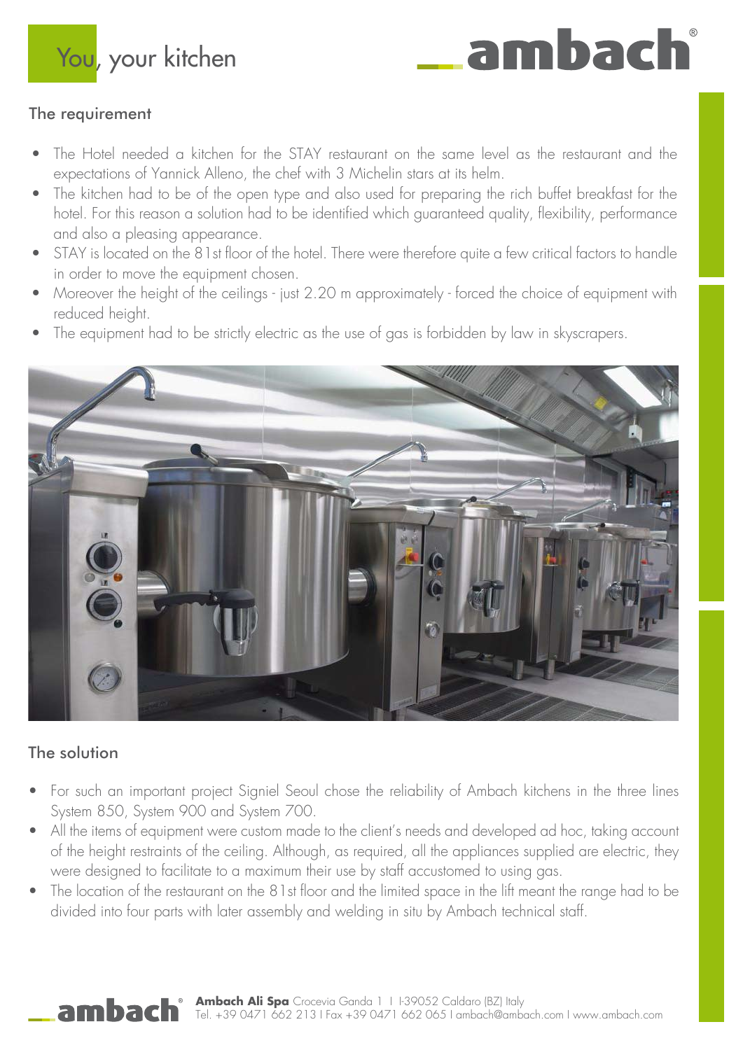## The requirement

- The Hotel needed a kitchen for the STAY restaurant on the same level as the restaurant and the expectations of Yannick Alleno, the chef with 3 Michelin stars at its helm.
- The kitchen had to be of the open type and also used for preparing the rich buffet breakfast for the hotel. For this reason a solution had to be identified which guaranteed quality, flexibility, performance and also a pleasing appearance.
- STAY is located on the 81st floor of the hotel. There were therefore quite a few critical factors to handle in order to move the equipment chosen.
- Moreover the height of the ceilings - just 2.20 m approximately - forced the choice of equipment with reduced height.
- The equipment had to be strictly electric as the use of gas is forbidden by law in skyscrapers.

## The solution

- For such an important project Signiel Seoul chose the reliability of Ambach kitchens in the three lines System 850, System 900 and System 700.
- All the items of equipment were custom made to the client's needs and developed ad hoc, taking account of the height restraints of the ceiling. Although, as required, all the appliances supplied are electric, they were designed to facilitate to a maximum their use by staff accustomed to using gas.
- The location of the restaurant on the 81st floor and the limited space in the lift meant the range had to be divided into four parts with later assembly and welding in situ by Ambach technical staff.

**Ambach Ali Spa** Crocevia Ganda 1 I I-39052 Caldaro (BZ) Italy
Tel. +39 0471 662 213 I Fax +39 0471 662 065 I ambach@ambach.com I www.ambach.com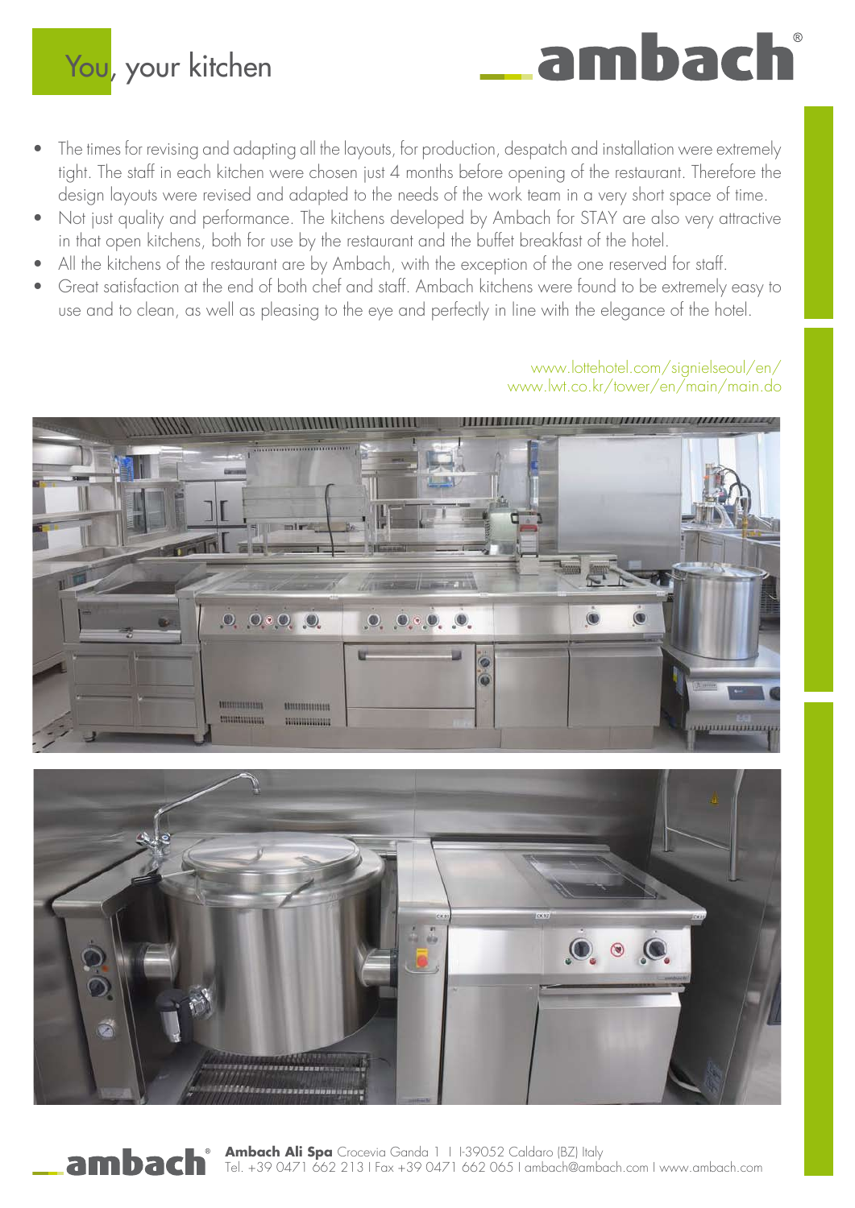You, your kitchen

- The times for revising and adapting all the layouts, for production, despatch and installation were extremely tight. The staff in each kitchen were chosen just 4 months before opening of the restaurant. Therefore the design layouts were revised and adapted to the needs of the work team in a very short space of time.
- Not just quality and performance. The kitchens developed by Ambach for STAY are also very attractive in that open kitchens, both for use by the restaurant and the buffet breakfast of the hotel.
- All the kitchens of the restaurant are by Ambach, with the exception of the one reserved for staff.
- Great satisfaction at the end of both chef and staff. Ambach kitchens were found to be extremely easy to use and to clean, as well as pleasing to the eye and perfectly in line with the elegance of the hotel.

www.lottehotel.com/signielseoul/en/
www.lwt.co.kr/tower/en/main/main.do

**Ambach Ali Spa** Crocevia Ganda 1 | I-39052 Caldaro (BZ) Italy
Tel. +39 0471 662 213 | Fax +39 0471 662 065 | ambach@ambach.com | www.ambach.com